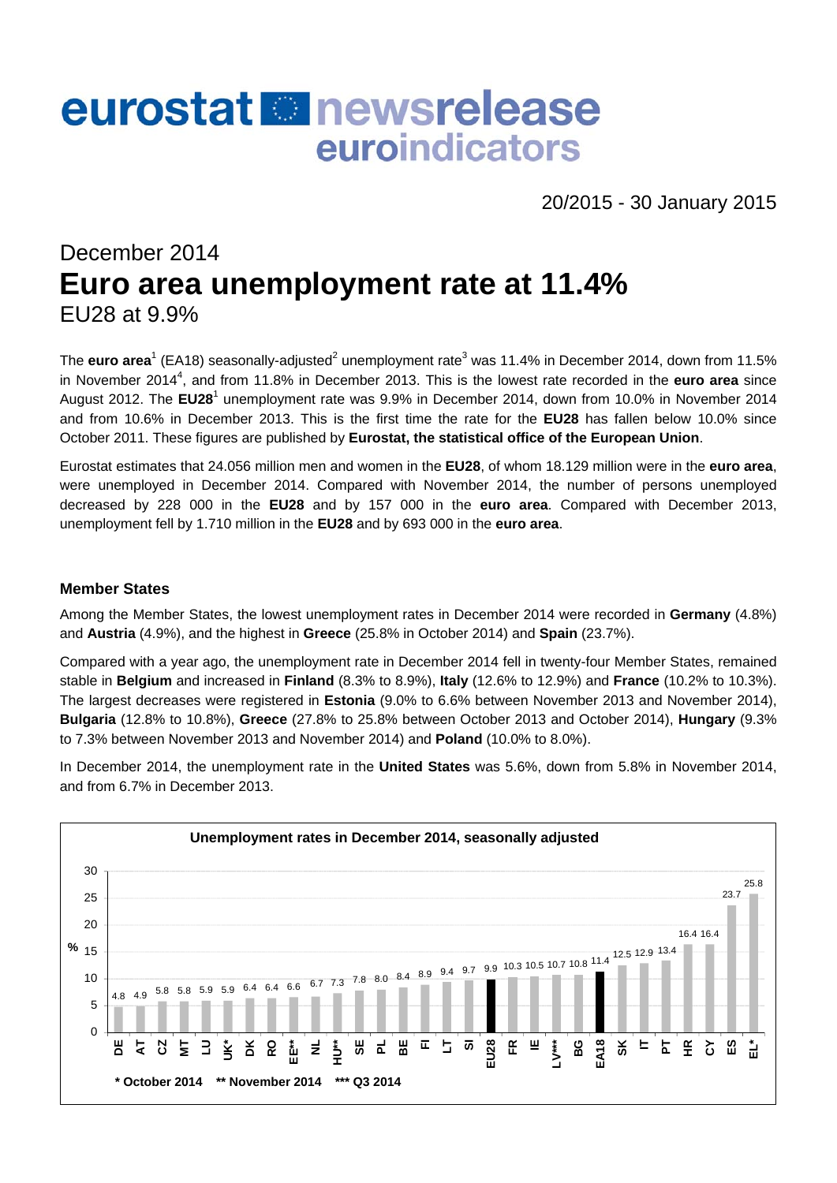# eurostat newsrelease euroindicators

20/2015 - 30 January 2015

December 2014

# Euro area unemployment rate at 11.4%

EU28 at 9.9%

The **euro area**[1] (EA18) seasonally-adjusted[2] unemployment rate[3] was 11.4% in December 2014, down from 11.5% in November 2014[4], and from 11.8% in December 2013. This is the lowest rate recorded in the **euro area** since August 2012. The **EU28**[1] unemployment rate was 9.9% in December 2014, down from 10.0% in November 2014 and from 10.6% in December 2013. This is the first time the rate for the **EU28** has fallen below 10.0% since October 2011. These figures are published by **Eurostat, the statistical office of the European Union**.

Eurostat estimates that 24.056 million men and women in the **EU28**, of whom 18.129 million were in the **euro area**, were unemployed in December 2014. Compared with November 2014, the number of persons unemployed decreased by 228 000 in the **EU28** and by 157 000 in the **euro area**. Compared with December 2013, unemployment fell by 1.710 million in the **EU28** and by 693 000 in the **euro area**.

### Member States

Among the Member States, the lowest unemployment rates in December 2014 were recorded in **Germany** (4.8%) and **Austria** (4.9%), and the highest in **Greece** (25.8% in October 2014) and **Spain** (23.7%).

Compared with a year ago, the unemployment rate in December 2014 fell in twenty-four Member States, remained stable in **Belgium** and increased in **Finland** (8.3% to 8.9%), **Italy** (12.6% to 12.9%) and **France** (10.2% to 10.3%). The largest decreases were registered in **Estonia** (9.0% to 6.6% between November 2013 and November 2014), **Bulgaria** (12.8% to 10.8%), **Greece** (27.8% to 25.8% between October 2013 and October 2014), **Hungary** (9.3% to 7.3% between November 2013 and November 2014) and **Poland** (10.0% to 8.0%).

In December 2014, the unemployment rate in the **United States** was 5.6%, down from 5.8% in November 2014, and from 6.7% in December 2013.

**Unemployment rates in December 2014, seasonally adjusted**

| DE | AT | CZ | MT | LU | UK* | DK | RO | EE** | NL | HU** | SE | PL | BE | FI | LT | SI | EU28 | FR | IE | LV*** | BG | EA18 | SK | IT | PT | HR | CY | ES | EL* |
|---|---|---|---|---|---|---|---|---|---|---|---|---|---|---|---|---|---|---|---|---|---|---|---|---|---|---|---|---|---|
| 4.8 | 4.9 | 5.8 | 5.8 | 5.9 | 5.9 | 6.4 | 6.4 | 6.6 | 6.7 | 7.3 | 7.8 | 8.0 | 8.4 | 8.9 | 9.4 | 9.7 | 9.9 | 10.3 | 10.5 | 10.7 | 10.8 | 11.4 | 12.5 | 12.9 | 13.4 | 16.4 | 16.4 | 23.7 | 25.8 |

\* October 2014 ** November 2014 *** Q3 2014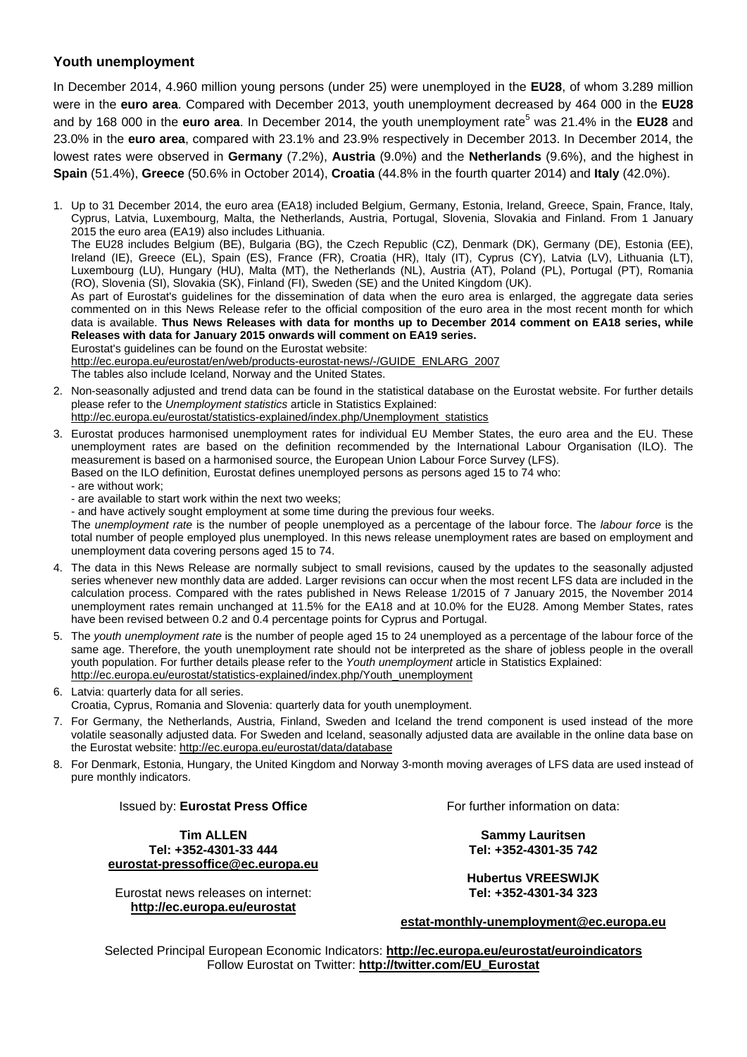## Youth unemployment

In December 2014, 4.960 million young persons (under 25) were unemployed in the **EU28**, of whom 3.289 million were in the **euro area**. Compared with December 2013, youth unemployment decreased by 464 000 in the **EU28** and by 168 000 in the **euro area**. In December 2014, the youth unemployment rate[5] was 21.4% in the **EU28** and 23.0% in the **euro area**, compared with 23.1% and 23.9% respectively in December 2013. In December 2014, the lowest rates were observed in **Germany** (7.2%), **Austria** (9.0%) and the **Netherlands** (9.6%), and the highest in **Spain** (51.4%), **Greece** (50.6% in October 2014), **Croatia** (44.8% in the fourth quarter 2014) and **Italy** (42.0%).

1. Up to 31 December 2014, the euro area (EA18) included Belgium, Germany, Estonia, Ireland, Greece, Spain, France, Italy, Cyprus, Latvia, Luxembourg, Malta, the Netherlands, Austria, Portugal, Slovenia, Slovakia and Finland. From 1 January 2015 the euro area (EA19) also includes Lithuania.
   The EU28 includes Belgium (BE), Bulgaria (BG), the Czech Republic (CZ), Denmark (DK), Germany (DE), Estonia (EE), Ireland (IE), Greece (EL), Spain (ES), France (FR), Croatia (HR), Italy (IT), Cyprus (CY), Latvia (LV), Lithuania (LT), Luxembourg (LU), Hungary (HU), Malta (MT), the Netherlands (NL), Austria (AT), Poland (PL), Portugal (PT), Romania (RO), Slovenia (SI), Slovakia (SK), Finland (FI), Sweden (SE) and the United Kingdom (UK).
   As part of Eurostat's guidelines for the dissemination of data when the euro area is enlarged, the aggregate data series commented on in this News Release refer to the official composition of the euro area in the most recent month for which data is available. **Thus News Releases with data for months up to December 2014 comment on EA18 series, while Releases with data for January 2015 onwards will comment on EA19 series.**
   Eurostat's guidelines can be found on the Eurostat website:
   http://ec.europa.eu/eurostat/en/web/products-eurostat-news/-/GUIDE_ENLARG_2007
   The tables also include Iceland, Norway and the United States.
2. Non-seasonally adjusted and trend data can be found in the statistical database on the Eurostat website. For further details please refer to the *Unemployment statistics* article in Statistics Explained:
   http://ec.europa.eu/eurostat/statistics-explained/index.php/Unemployment_statistics
3. Eurostat produces harmonised unemployment rates for individual EU Member States, the euro area and the EU. These unemployment rates are based on the definition recommended by the International Labour Organisation (ILO). The measurement is based on a harmonised source, the European Union Labour Force Survey (LFS).
   Based on the ILO definition, Eurostat defines unemployed persons as persons aged 15 to 74 who:
   - are without work;
   - are available to start work within the next two weeks;
   - and have actively sought employment at some time during the previous four weeks.

   The *unemployment rate* is the number of people unemployed as a percentage of the labour force. The *labour force* is the total number of people employed plus unemployed. In this news release unemployment rates are based on employment and unemployment data covering persons aged 15 to 74.
4. The data in this News Release are normally subject to small revisions, caused by the updates to the seasonally adjusted series whenever new monthly data are added. Larger revisions can occur when the most recent LFS data are included in the calculation process. Compared with the rates published in News Release 1/2015 of 7 January 2015, the November 2014 unemployment rates remain unchanged at 11.5% for the EA18 and at 10.0% for the EU28. Among Member States, rates have been revised between 0.2 and 0.4 percentage points for Cyprus and Portugal.
5. The *youth unemployment rate* is the number of people aged 15 to 24 unemployed as a percentage of the labour force of the same age. Therefore, the youth unemployment rate should not be interpreted as the share of jobless people in the overall youth population. For further details please refer to the *Youth unemployment* article in Statistics Explained:
   http://ec.europa.eu/eurostat/statistics-explained/index.php/Youth_unemployment
6. Latvia: quarterly data for all series.
   Croatia, Cyprus, Romania and Slovenia: quarterly data for youth unemployment.
7. For Germany, the Netherlands, Austria, Finland, Sweden and Iceland the trend component is used instead of the more volatile seasonally adjusted data. For Sweden and Iceland, seasonally adjusted data are available in the online data base on the Eurostat website: http://ec.europa.eu/eurostat/data/database
8. For Denmark, Estonia, Hungary, the United Kingdom and Norway 3-month moving averages of LFS data are used instead of pure monthly indicators.

Issued by: **Eurostat Press Office**

**Tim ALLEN**
**Tel: +352-4301-33 444**
**eurostat-pressoffice@ec.europa.eu**

Eurostat news releases on internet:
**http://ec.europa.eu/eurostat**

For further information on data:

**Sammy Lauritsen**
**Tel: +352-4301-35 742**

**Hubertus VREESWIJK**
**Tel: +352-4301-34 323**

**estat-monthly-unemployment@ec.europa.eu**

Selected Principal European Economic Indicators: **http://ec.europa.eu/eurostat/euroindicators**
Follow Eurostat on Twitter: **http://twitter.com/EU_Eurostat**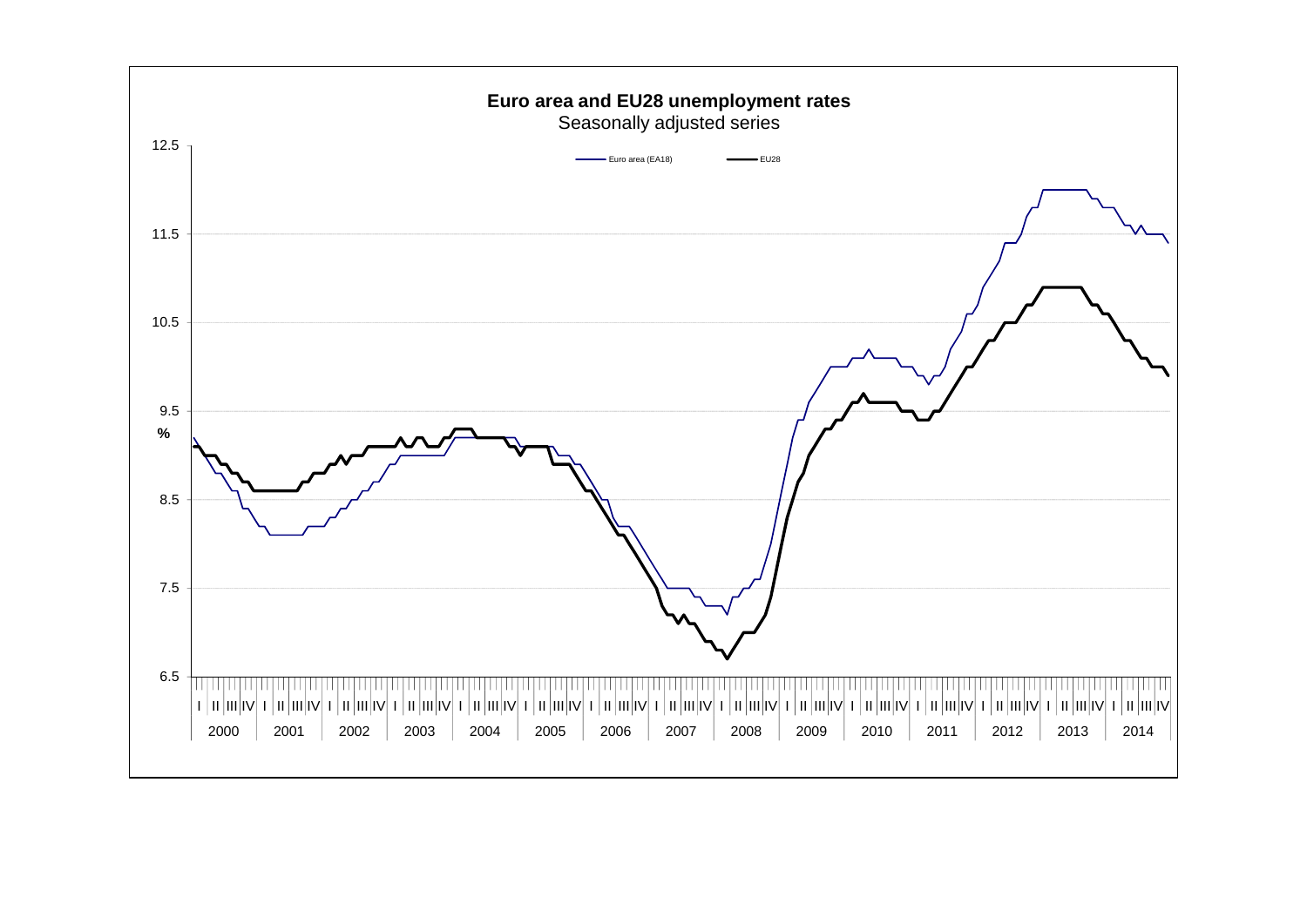**Euro area and EU28 unemployment rates**

Seasonally adjusted series

Euro area (EA18) — EU28

%

12.5
11.5
10.5
9.5
8.5
7.5
6.5

I II III IV I II III IV I II III IV I II III IV I II III IV I II III IV I II III IV I II III IV I II III IV I II III IV I II III IV I II III IV I II III IV I II III IV I II III IV

2000 2001 2002 2003 2004 2005 2006 2007 2008 2009 2010 2011 2012 2013 2014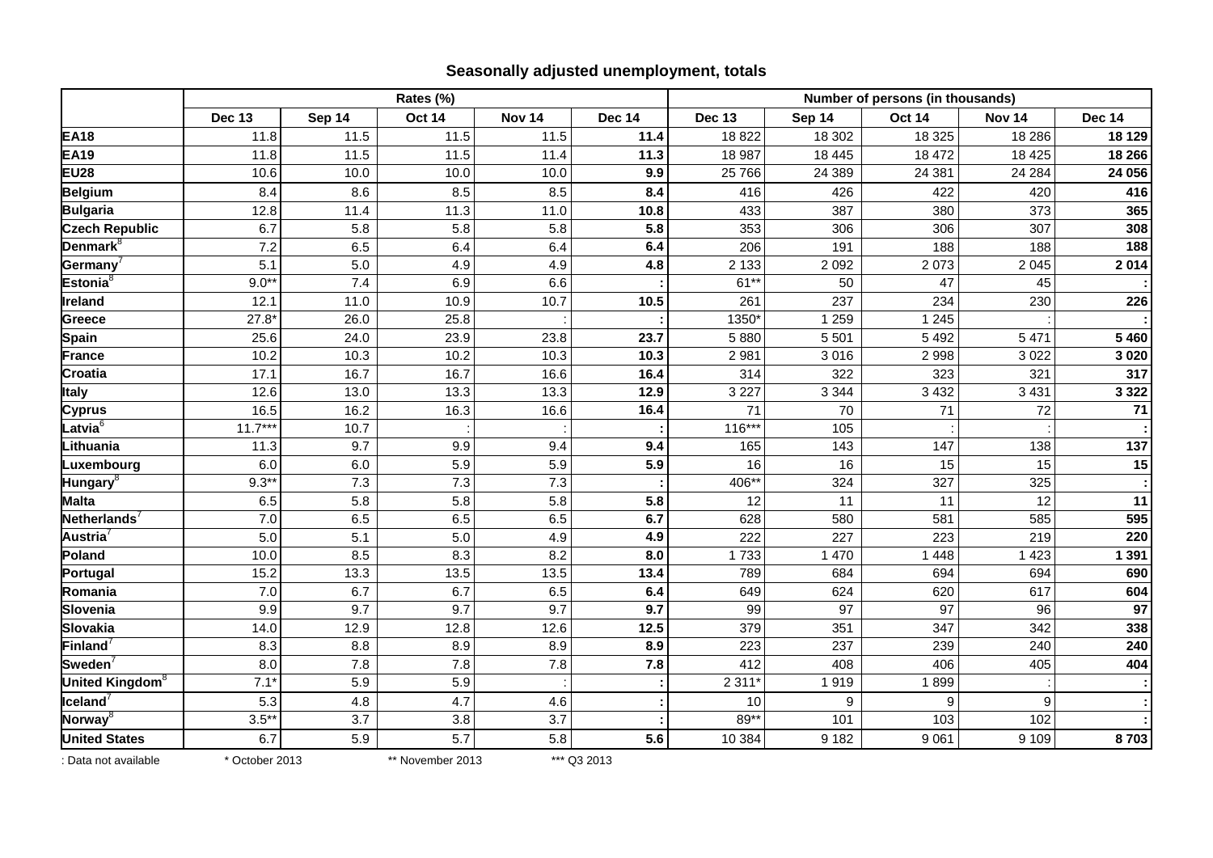## Seasonally adjusted unemployment, totals

| | Rates (%) | | | | | Number of persons (in thousands) | | | | |
|---|---|---|---|---|---|---|---|---|---|---|
| | Dec 13 | Sep 14 | Oct 14 | Nov 14 | Dec 14 | Dec 13 | Sep 14 | Oct 14 | Nov 14 | Dec 14 |
| **EA18** | 11.8 | 11.5 | 11.5 | 11.5 | **11.4** | 18 822 | 18 302 | 18 325 | 18 286 | **18 129** |
| **EA19** | 11.8 | 11.5 | 11.5 | 11.4 | **11.3** | 18 987 | 18 445 | 18 472 | 18 425 | **18 266** |
| **EU28** | 10.6 | 10.0 | 10.0 | 10.0 | **9.9** | 25 766 | 24 389 | 24 381 | 24 284 | **24 056** |
| **Belgium** | 8.4 | 8.6 | 8.5 | 8.5 | **8.4** | 416 | 426 | 422 | 420 | **416** |
| **Bulgaria** | 12.8 | 11.4 | 11.3 | 11.0 | **10.8** | 433 | 387 | 380 | 373 | **365** |
| **Czech Republic** | 6.7 | 5.8 | 5.8 | 5.8 | **5.8** | 353 | 306 | 306 | 307 | **308** |
| **Denmark**[8] | 7.2 | 6.5 | 6.4 | 6.4 | **6.4** | 206 | 191 | 188 | 188 | **188** |
| **Germany**[7] | 5.1 | 5.0 | 4.9 | 4.9 | **4.8** | 2 133 | 2 092 | 2 073 | 2 045 | **2 014** |
| **Estonia**[8] | 9.0** | 7.4 | 6.9 | 6.6 | **:** | 61** | 50 | 47 | 45 | **:** |
| **Ireland** | 12.1 | 11.0 | 10.9 | 10.7 | **10.5** | 261 | 237 | 234 | 230 | **226** |
| **Greece** | 27.8* | 26.0 | 25.8 | : | **:** | 1350* | 1 259 | 1 245 | : | **:** |
| **Spain** | 25.6 | 24.0 | 23.9 | 23.8 | **23.7** | 5 880 | 5 501 | 5 492 | 5 471 | **5 460** |
| **France** | 10.2 | 10.3 | 10.2 | 10.3 | **10.3** | 2 981 | 3 016 | 2 998 | 3 022 | **3 020** |
| **Croatia** | 17.1 | 16.7 | 16.7 | 16.6 | **16.4** | 314 | 322 | 323 | 321 | **317** |
| **Italy** | 12.6 | 13.0 | 13.3 | 13.3 | **12.9** | 3 227 | 3 344 | 3 432 | 3 431 | **3 322** |
| **Cyprus** | 16.5 | 16.2 | 16.3 | 16.6 | **16.4** | 71 | 70 | 71 | 72 | **71** |
| **Latvia**[6] | 11.7*** | 10.7 | : | : | **:** | 116*** | 105 | : | : | **:** |
| **Lithuania** | 11.3 | 9.7 | 9.9 | 9.4 | **9.4** | 165 | 143 | 147 | 138 | **137** |
| **Luxembourg** | 6.0 | 6.0 | 5.9 | 5.9 | **5.9** | 16 | 16 | 15 | 15 | **15** |
| **Hungary**[8] | 9.3** | 7.3 | 7.3 | 7.3 | **:** | 406** | 324 | 327 | 325 | **:** |
| **Malta** | 6.5 | 5.8 | 5.8 | 5.8 | **5.8** | 12 | 11 | 11 | 12 | **11** |
| **Netherlands**[7] | 7.0 | 6.5 | 6.5 | 6.5 | **6.7** | 628 | 580 | 581 | 585 | **595** |
| **Austria**[7] | 5.0 | 5.1 | 5.0 | 4.9 | **4.9** | 222 | 227 | 223 | 219 | **220** |
| **Poland** | 10.0 | 8.5 | 8.3 | 8.2 | **8.0** | 1 733 | 1 470 | 1 448 | 1 423 | **1 391** |
| **Portugal** | 15.2 | 13.3 | 13.5 | 13.5 | **13.4** | 789 | 684 | 694 | 694 | **690** |
| **Romania** | 7.0 | 6.7 | 6.7 | 6.5 | **6.4** | 649 | 624 | 620 | 617 | **604** |
| **Slovenia** | 9.9 | 9.7 | 9.7 | 9.7 | **9.7** | 99 | 97 | 97 | 96 | **97** |
| **Slovakia** | 14.0 | 12.9 | 12.8 | 12.6 | **12.5** | 379 | 351 | 347 | 342 | **338** |
| **Finland**[7] | 8.3 | 8.8 | 8.9 | 8.9 | **8.9** | 223 | 237 | 239 | 240 | **240** |
| **Sweden**[7] | 8.0 | 7.8 | 7.8 | 7.8 | **7.8** | 412 | 408 | 406 | 405 | **404** |
| **United Kingdom**[8] | 7.1* | 5.9 | 5.9 | : | **:** | 2 311* | 1 919 | 1 899 | : | **:** |
| **Iceland**[7] | 5.3 | 4.8 | 4.7 | 4.6 | **:** | 10 | 9 | 9 | 9 | **:** |
| **Norway**[8] | 3.5** | 3.7 | 3.8 | 3.7 | **:** | 89** | 101 | 103 | 102 | **:** |
| **United States** | 6.7 | 5.9 | 5.7 | 5.8 | **5.6** | 10 384 | 9 182 | 9 061 | 9 109 | **8 703** |

: Data not available     * October 2013     ** November 2013     *** Q3 2013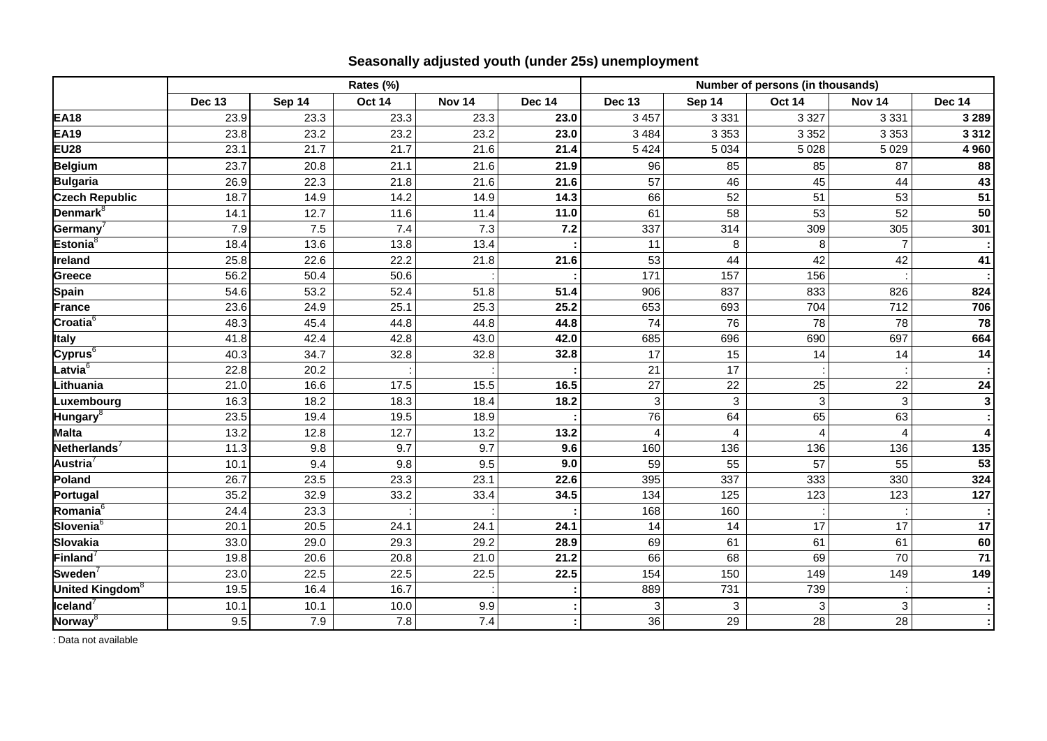## Seasonally adjusted youth (under 25s) unemployment

| | Rates (%) | | | | | Number of persons (in thousands) | | | | |
|---|---|---|---|---|---|---|---|---|---|---|
| | Dec 13 | Sep 14 | Oct 14 | Nov 14 | Dec 14 | Dec 13 | Sep 14 | Oct 14 | Nov 14 | Dec 14 |
| **EA18** | 23.9 | 23.3 | 23.3 | 23.3 | **23.0** | 3 457 | 3 331 | 3 327 | 3 331 | **3 289** |
| **EA19** | 23.8 | 23.2 | 23.2 | 23.2 | **23.0** | 3 484 | 3 353 | 3 352 | 3 353 | **3 312** |
| **EU28** | 23.1 | 21.7 | 21.7 | 21.6 | **21.4** | 5 424 | 5 034 | 5 028 | 5 029 | **4 960** |
| **Belgium** | 23.7 | 20.8 | 21.1 | 21.6 | **21.9** | 96 | 85 | 85 | 87 | **88** |
| **Bulgaria** | 26.9 | 22.3 | 21.8 | 21.6 | **21.6** | 57 | 46 | 45 | 44 | **43** |
| **Czech Republic** | 18.7 | 14.9 | 14.2 | 14.9 | **14.3** | 66 | 52 | 51 | 53 | **51** |
| **Denmark**[8] | 14.1 | 12.7 | 11.6 | 11.4 | **11.0** | 61 | 58 | 53 | 52 | **50** |
| **Germany**[7] | 7.9 | 7.5 | 7.4 | 7.3 | **7.2** | 337 | 314 | 309 | 305 | **301** |
| **Estonia**[8] | 18.4 | 13.6 | 13.8 | 13.4 | **:** | 11 | 8 | 8 | 7 | **:** |
| **Ireland** | 25.8 | 22.6 | 22.2 | 21.8 | **21.6** | 53 | 44 | 42 | 42 | **41** |
| **Greece** | 56.2 | 50.4 | 50.6 | : | **:** | 171 | 157 | 156 | : | **:** |
| **Spain** | 54.6 | 53.2 | 52.4 | 51.8 | **51.4** | 906 | 837 | 833 | 826 | **824** |
| **France** | 23.6 | 24.9 | 25.1 | 25.3 | **25.2** | 653 | 693 | 704 | 712 | **706** |
| **Croatia**[6] | 48.3 | 45.4 | 44.8 | 44.8 | **44.8** | 74 | 76 | 78 | 78 | **78** |
| **Italy** | 41.8 | 42.4 | 42.8 | 43.0 | **42.0** | 685 | 696 | 690 | 697 | **664** |
| **Cyprus**[6] | 40.3 | 34.7 | 32.8 | 32.8 | **32.8** | 17 | 15 | 14 | 14 | **14** |
| **Latvia**[6] | 22.8 | 20.2 | : | : | **:** | 21 | 17 | : | : | **:** |
| **Lithuania** | 21.0 | 16.6 | 17.5 | 15.5 | **16.5** | 27 | 22 | 25 | 22 | **24** |
| **Luxembourg** | 16.3 | 18.2 | 18.3 | 18.4 | **18.2** | 3 | 3 | 3 | 3 | **3** |
| **Hungary**[8] | 23.5 | 19.4 | 19.5 | 18.9 | **:** | 76 | 64 | 65 | 63 | **:** |
| **Malta** | 13.2 | 12.8 | 12.7 | 13.2 | **13.2** | 4 | 4 | 4 | 4 | **4** |
| **Netherlands**[7] | 11.3 | 9.8 | 9.7 | 9.7 | **9.6** | 160 | 136 | 136 | 136 | **135** |
| **Austria**[7] | 10.1 | 9.4 | 9.8 | 9.5 | **9.0** | 59 | 55 | 57 | 55 | **53** |
| **Poland** | 26.7 | 23.5 | 23.3 | 23.1 | **22.6** | 395 | 337 | 333 | 330 | **324** |
| **Portugal** | 35.2 | 32.9 | 33.2 | 33.4 | **34.5** | 134 | 125 | 123 | 123 | **127** |
| **Romania**[6] | 24.4 | 23.3 | : | : | **:** | 168 | 160 | : | : | **:** |
| **Slovenia**[6] | 20.1 | 20.5 | 24.1 | 24.1 | **24.1** | 14 | 14 | 17 | 17 | **17** |
| **Slovakia** | 33.0 | 29.0 | 29.3 | 29.2 | **28.9** | 69 | 61 | 61 | 61 | **60** |
| **Finland**[7] | 19.8 | 20.6 | 20.8 | 21.0 | **21.2** | 66 | 68 | 69 | 70 | **71** |
| **Sweden**[7] | 23.0 | 22.5 | 22.5 | 22.5 | **22.5** | 154 | 150 | 149 | 149 | **149** |
| **United Kingdom**[8] | 19.5 | 16.4 | 16.7 | : | **:** | 889 | 731 | 739 | : | **:** |
| **Iceland**[7] | 10.1 | 10.1 | 10.0 | 9.9 | **:** | 3 | 3 | 3 | 3 | **:** |
| **Norway**[8] | 9.5 | 7.9 | 7.8 | 7.4 | **:** | 36 | 29 | 28 | 28 | **:** |

: Data not available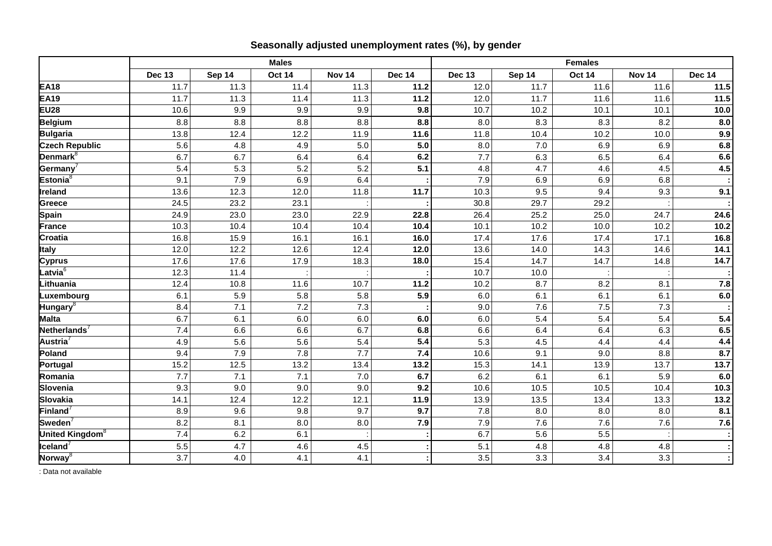**Seasonally adjusted unemployment rates (%), by gender**

| | Males | | | | | Females | | | | |
|---|---|---|---|---|---|---|---|---|---|---|
| | Dec 13 | Sep 14 | Oct 14 | Nov 14 | Dec 14 | Dec 13 | Sep 14 | Oct 14 | Nov 14 | Dec 14 |
| **EA18** | 11.7 | 11.3 | 11.4 | 11.3 | **11.2** | 12.0 | 11.7 | 11.6 | 11.6 | **11.5** |
| **EA19** | 11.7 | 11.3 | 11.4 | 11.3 | **11.2** | 12.0 | 11.7 | 11.6 | 11.6 | **11.5** |
| **EU28** | 10.6 | 9.9 | 9.9 | 9.9 | **9.8** | 10.7 | 10.2 | 10.1 | 10.1 | **10.0** |
| **Belgium** | 8.8 | 8.8 | 8.8 | 8.8 | **8.8** | 8.0 | 8.3 | 8.3 | 8.2 | **8.0** |
| **Bulgaria** | 13.8 | 12.4 | 12.2 | 11.9 | **11.6** | 11.8 | 10.4 | 10.2 | 10.0 | **9.9** |
| **Czech Republic** | 5.6 | 4.8 | 4.9 | 5.0 | **5.0** | 8.0 | 7.0 | 6.9 | 6.9 | **6.8** |
| **Denmark**[8] | 6.7 | 6.7 | 6.4 | 6.4 | **6.2** | 7.7 | 6.3 | 6.5 | 6.4 | **6.6** |
| **Germany**[7] | 5.4 | 5.3 | 5.2 | 5.2 | **5.1** | 4.8 | 4.7 | 4.6 | 4.5 | **4.5** |
| **Estonia**[8] | 9.1 | 7.9 | 6.9 | 6.4 | **:** | 7.9 | 6.9 | 6.9 | 6.8 | **:** |
| **Ireland** | 13.6 | 12.3 | 12.0 | 11.8 | **11.7** | 10.3 | 9.5 | 9.4 | 9.3 | **9.1** |
| **Greece** | 24.5 | 23.2 | 23.1 | : | **:** | 30.8 | 29.7 | 29.2 | : | **:** |
| **Spain** | 24.9 | 23.0 | 23.0 | 22.9 | **22.8** | 26.4 | 25.2 | 25.0 | 24.7 | **24.6** |
| **France** | 10.3 | 10.4 | 10.4 | 10.4 | **10.4** | 10.1 | 10.2 | 10.0 | 10.2 | **10.2** |
| **Croatia** | 16.8 | 15.9 | 16.1 | 16.1 | **16.0** | 17.4 | 17.6 | 17.4 | 17.1 | **16.8** |
| **Italy** | 12.0 | 12.2 | 12.6 | 12.4 | **12.0** | 13.6 | 14.0 | 14.3 | 14.6 | **14.1** |
| **Cyprus** | 17.6 | 17.6 | 17.9 | 18.3 | **18.0** | 15.4 | 14.7 | 14.7 | 14.8 | **14.7** |
| **Latvia**[6] | 12.3 | 11.4 | : | : | **:** | 10.7 | 10.0 | : | : | **:** |
| **Lithuania** | 12.4 | 10.8 | 11.6 | 10.7 | **11.2** | 10.2 | 8.7 | 8.2 | 8.1 | **7.8** |
| **Luxembourg** | 6.1 | 5.9 | 5.8 | 5.8 | **5.9** | 6.0 | 6.1 | 6.1 | 6.1 | **6.0** |
| **Hungary**[8] | 8.4 | 7.1 | 7.2 | 7.3 | **:** | 9.0 | 7.6 | 7.5 | 7.3 | **:** |
| **Malta** | 6.7 | 6.1 | 6.0 | 6.0 | **6.0** | 6.0 | 5.4 | 5.4 | 5.4 | **5.4** |
| **Netherlands**[7] | 7.4 | 6.6 | 6.6 | 6.7 | **6.8** | 6.6 | 6.4 | 6.4 | 6.3 | **6.5** |
| **Austria**[7] | 4.9 | 5.6 | 5.6 | 5.4 | **5.4** | 5.3 | 4.5 | 4.4 | 4.4 | **4.4** |
| **Poland** | 9.4 | 7.9 | 7.8 | 7.7 | **7.4** | 10.6 | 9.1 | 9.0 | 8.8 | **8.7** |
| **Portugal** | 15.2 | 12.5 | 13.2 | 13.4 | **13.2** | 15.3 | 14.1 | 13.9 | 13.7 | **13.7** |
| **Romania** | 7.7 | 7.1 | 7.1 | 7.0 | **6.7** | 6.2 | 6.1 | 6.1 | 5.9 | **6.0** |
| **Slovenia** | 9.3 | 9.0 | 9.0 | 9.0 | **9.2** | 10.6 | 10.5 | 10.5 | 10.4 | **10.3** |
| **Slovakia** | 14.1 | 12.4 | 12.2 | 12.1 | **11.9** | 13.9 | 13.5 | 13.4 | 13.3 | **13.2** |
| **Finland**[7] | 8.9 | 9.6 | 9.8 | 9.7 | **9.7** | 7.8 | 8.0 | 8.0 | 8.0 | **8.1** |
| **Sweden**[7] | 8.2 | 8.1 | 8.0 | 8.0 | **7.9** | 7.9 | 7.6 | 7.6 | 7.6 | **7.6** |
| **United Kingdom**[8] | 7.4 | 6.2 | 6.1 | : | **:** | 6.7 | 5.6 | 5.5 | : | **:** |
| **Iceland**[7] | 5.5 | 4.7 | 4.6 | 4.5 | **:** | 5.1 | 4.8 | 4.8 | 4.8 | **:** |
| **Norway**[8] | 3.7 | 4.0 | 4.1 | 4.1 | **:** | 3.5 | 3.3 | 3.4 | 3.3 | **:** |

: Data not available